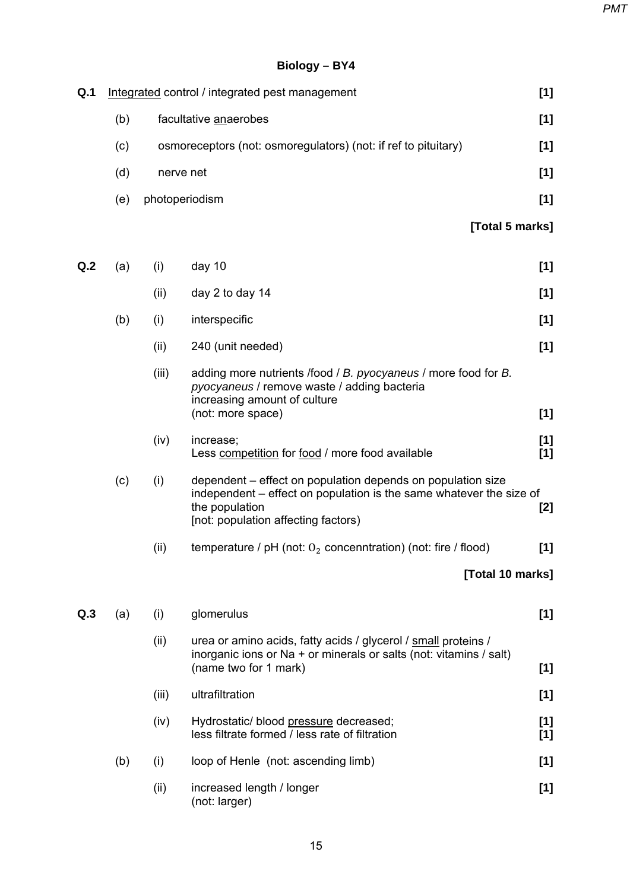# Biology – BY4

**Q.1** <u>Integrated</u> control / integrated pest management **[1]**

(b) facultative <u>an</u>aerobes **[1]**

(c) osmoreceptors (not: osmoregulators) (not: if ref to pituitary) **[1]**

(d) nerve net **[1]**

(e) photoperiodism **[1]**

**[Total 5 marks]**

**Q.2** (a) (i) day 10 **[1]**

(ii) day 2 to day 14 **[1]**

(b) (i) interspecific **[1]**

(ii) 240 (unit needed) **[1]**

(iii) adding more nutrients /food / *B. pyocyaneus* / more food for *B. pyocyaneus* / remove waste / adding bacteria
increasing amount of culture
(not: more space) **[1]**

(iv) increase; **[1]**
Less <u>competition</u> for <u>food</u> / more food available **[1]**

(c) (i) dependent – effect on population depends on population size
independent – effect on population is the same whatever the size of the population **[2]**
[not: population affecting factors)

(ii) temperature / pH (not: $O_2$ concenntration) (not: fire / flood) **[1]**

**[Total 10 marks]**

**Q.3** (a) (i) glomerulus **[1]**

(ii) urea or amino acids, fatty acids / glycerol / <u>small</u> proteins / inorganic ions or Na + or minerals or salts (not: vitamins / salt)
(name two for 1 mark) **[1]**

(iii) ultrafiltration **[1]**

(iv) Hydrostatic/ blood <u>pressure</u> decreased; **[1]**
less filtrate formed / less rate of filtration **[1]**

(b) (i) loop of Henle (not: ascending limb) **[1]**

(ii) increased length / longer **[1]**
(not: larger)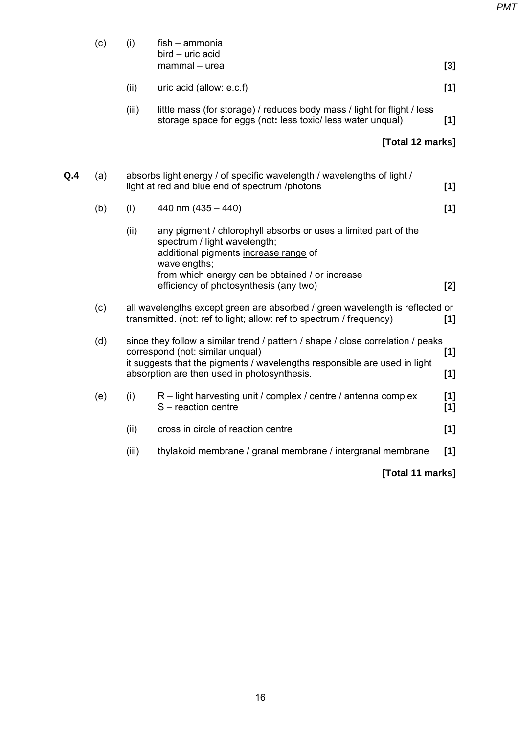(c) (i) fish – ammonia
bird – uric acid
mammal – urea **[3]**

(ii) uric acid (allow: e.c.f) **[1]**

(iii) little mass (for storage) / reduces body mass / light for flight / less storage space for eggs (not**:** less toxic/ less water unqual) **[1]**

**[Total 12 marks]**

**Q.4** (a) absorbs light energy / of specific wavelength / wavelengths of light / light at red and blue end of spectrum /photons **[1]**

(b) (i) 440 nm (435 – 440) **[1]**

(ii) any pigment / chlorophyll absorbs or uses a limited part of the spectrum / light wavelength;
additional pigments increase range of wavelengths;
from which energy can be obtained / or increase efficiency of photosynthesis (any two) **[2]**

(c) all wavelengths except green are absorbed / green wavelength is reflected or transmitted. (not: ref to light; allow: ref to spectrum / frequency) **[1]**

(d) since they follow a similar trend / pattern / shape / close correlation / peaks correspond (not: similar unqual) **[1]**
it suggests that the pigments / wavelengths responsible are used in light absorption are then used in photosynthesis. **[1]**

(e) (i) R – light harvesting unit / complex / centre / antenna complex **[1]**
S – reaction centre **[1]**

(ii) cross in circle of reaction centre **[1]**

(iii) thylakoid membrane / granal membrane / intergranal membrane **[1]**

**[Total 11 marks]**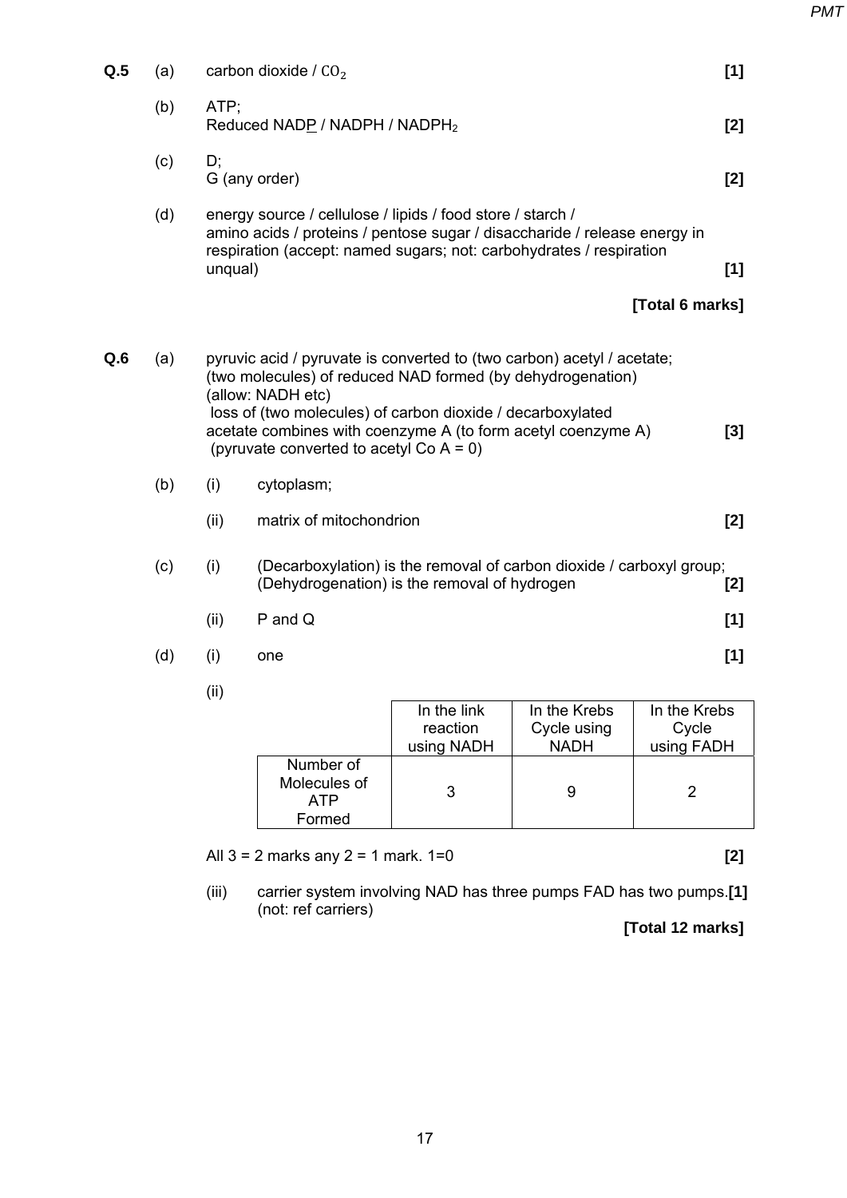**Q.5** (a) carbon dioxide / $CO_2$ **[1]**

(b) ATP;
Reduced NADP / NADPH / $NADPH_2$ **[2]**

(c) D;
G (any order) **[2]**

(d) energy source / cellulose / lipids / food store / starch / amino acids / proteins / pentose sugar / disaccharide / release energy in respiration (accept: named sugars; not: carbohydrates / respiration unqual) **[1]**

**[Total 6 marks]**

**Q.6** (a) pyruvic acid / pyruvate is converted to (two carbon) acetyl / acetate;
(two molecules) of reduced NAD formed (by dehydrogenation)
(allow: NADH etc)
loss of (two molecules) of carbon dioxide / decarboxylated
acetate combines with coenzyme A (to form acetyl coenzyme A) **[3]**
(pyruvate converted to acetyl Co A = 0)

(b) (i) cytoplasm;

(ii) matrix of mitochondrion **[2]**

(c) (i) (Decarboxylation) is the removal of carbon dioxide / carboxyl group;
(Dehydrogenation) is the removal of hydrogen **[2]**

(ii) P and Q **[1]**

(d) (i) one **[1]**

(ii)

| | In the link reaction using NADH | In the Krebs Cycle using NADH | In the Krebs Cycle using FADH |
|---|---|---|---|
| Number of Molecules of ATP Formed | 3 | 9 | 2 |

All 3 = 2 marks any 2 = 1 mark. 1=0 **[2]**

(iii) carrier system involving NAD has three pumps FAD has two pumps. **[1]**
(not: ref carriers)

**[Total 12 marks]**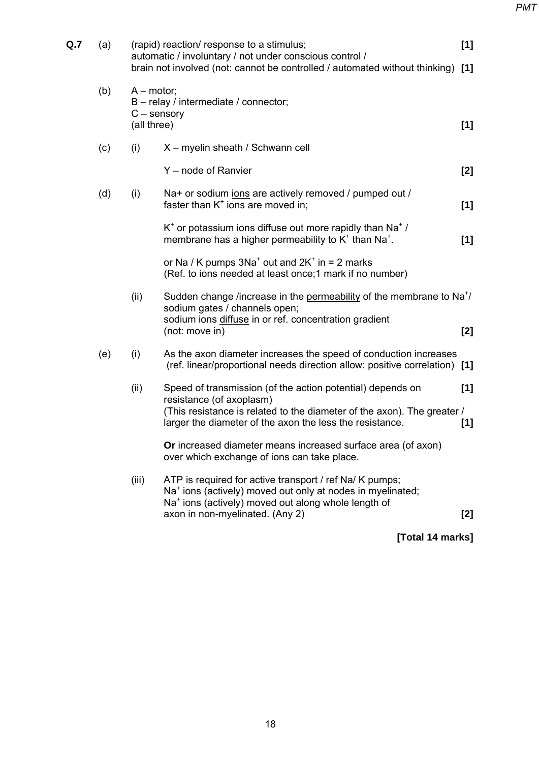**Q.7**

(a) (rapid) reaction/ response to a stimulus; **[1]**
automatic / involuntary / not under conscious control /
brain not involved (not: cannot be controlled / automated without thinking) **[1]**

(b) A – motor;
B – relay / intermediate / connector;
C – sensory
(all three) **[1]**

(c) (i) X – myelin sheath / Schwann cell

Y – node of Ranvier **[2]**

(d) (i) Na+ or sodium ions are actively removed / pumped out /
faster than $K^+$ ions are moved in; **[1]**

$K^+$ or potassium ions diffuse out more rapidly than $Na^+$ /
membrane has a higher permeability to $K^+$ than $Na^+$. **[1]**

or Na / K pumps $3Na^+$ out and $2K^+$ in = 2 marks
(Ref. to ions needed at least once;1 mark if no number)

(ii) Sudden change /increase in the permeability of the membrane to $Na^+$/
sodium gates / channels open;
sodium ions diffuse in or ref. concentration gradient
(not: move in) **[2]**

(e) (i) As the axon diameter increases the speed of conduction increases
(ref. linear/proportional needs direction allow: positive correlation) **[1]**

(ii) Speed of transmission (of the action potential) depends on resistance (of axoplasm) **[1]**
(This resistance is related to the diameter of the axon). The greater / larger the diameter of the axon the less the resistance. **[1]**

**Or** increased diameter means increased surface area (of axon) over which exchange of ions can take place.

(iii) ATP is required for active transport / ref Na/ K pumps;
$Na^+$ ions (actively) moved out only at nodes in myelinated;
$Na^+$ ions (actively) moved out along whole length of axon in non-myelinated. (Any 2) **[2]**

**[Total 14 marks]**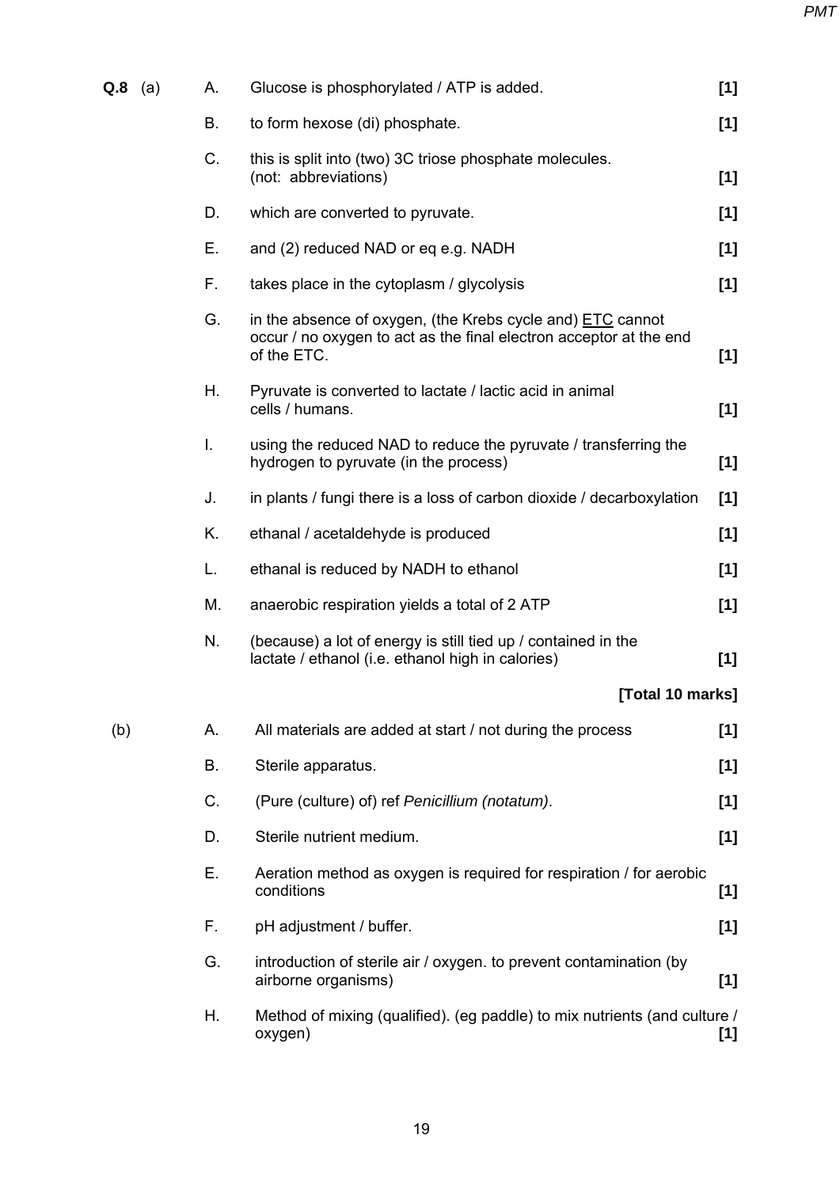**Q.8** (a)

| | | |
|---|---|---|
| A. | Glucose is phosphorylated / ATP is added. | **[1]** |
| B. | to form hexose (di) phosphate. | **[1]** |
| C. | this is split into (two) 3C triose phosphate molecules. (not: abbreviations) | **[1]** |
| D. | which are converted to pyruvate. | **[1]** |
| E. | and (2) reduced NAD or eq e.g. NADH | **[1]** |
| F. | takes place in the cytoplasm / glycolysis | **[1]** |
| G. | in the absence of oxygen, (the Krebs cycle and) <u>ETC</u> cannot occur / no oxygen to act as the final electron acceptor at the end of the ETC. | **[1]** |
| H. | Pyruvate is converted to lactate / lactic acid in animal cells / humans. | **[1]** |
| I. | using the reduced NAD to reduce the pyruvate / transferring the hydrogen to pyruvate (in the process) | **[1]** |
| J. | in plants / fungi there is a loss of carbon dioxide / decarboxylation | **[1]** |
| K. | ethanal / acetaldehyde is produced | **[1]** |
| L. | ethanal is reduced by NADH to ethanol | **[1]** |
| M. | anaerobic respiration yields a total of 2 ATP | **[1]** |
| N. | (because) a lot of energy is still tied up / contained in the lactate / ethanol (i.e. ethanol high in calories) | **[1]** |

**[Total 10 marks]**

(b)

| | | |
|---|---|---|
| A. | All materials are added at start / not during the process | **[1]** |
| B. | Sterile apparatus. | **[1]** |
| C. | (Pure (culture) of) ref *Penicillium (notatum)*. | **[1]** |
| D. | Sterile nutrient medium. | **[1]** |
| E. | Aeration method as oxygen is required for respiration / for aerobic conditions | **[1]** |
| F. | pH adjustment / buffer. | **[1]** |
| G. | introduction of sterile air / oxygen. to prevent contamination (by airborne organisms) | **[1]** |
| H. | Method of mixing (qualified). (eg paddle) to mix nutrients (and culture / oxygen) | **[1]** |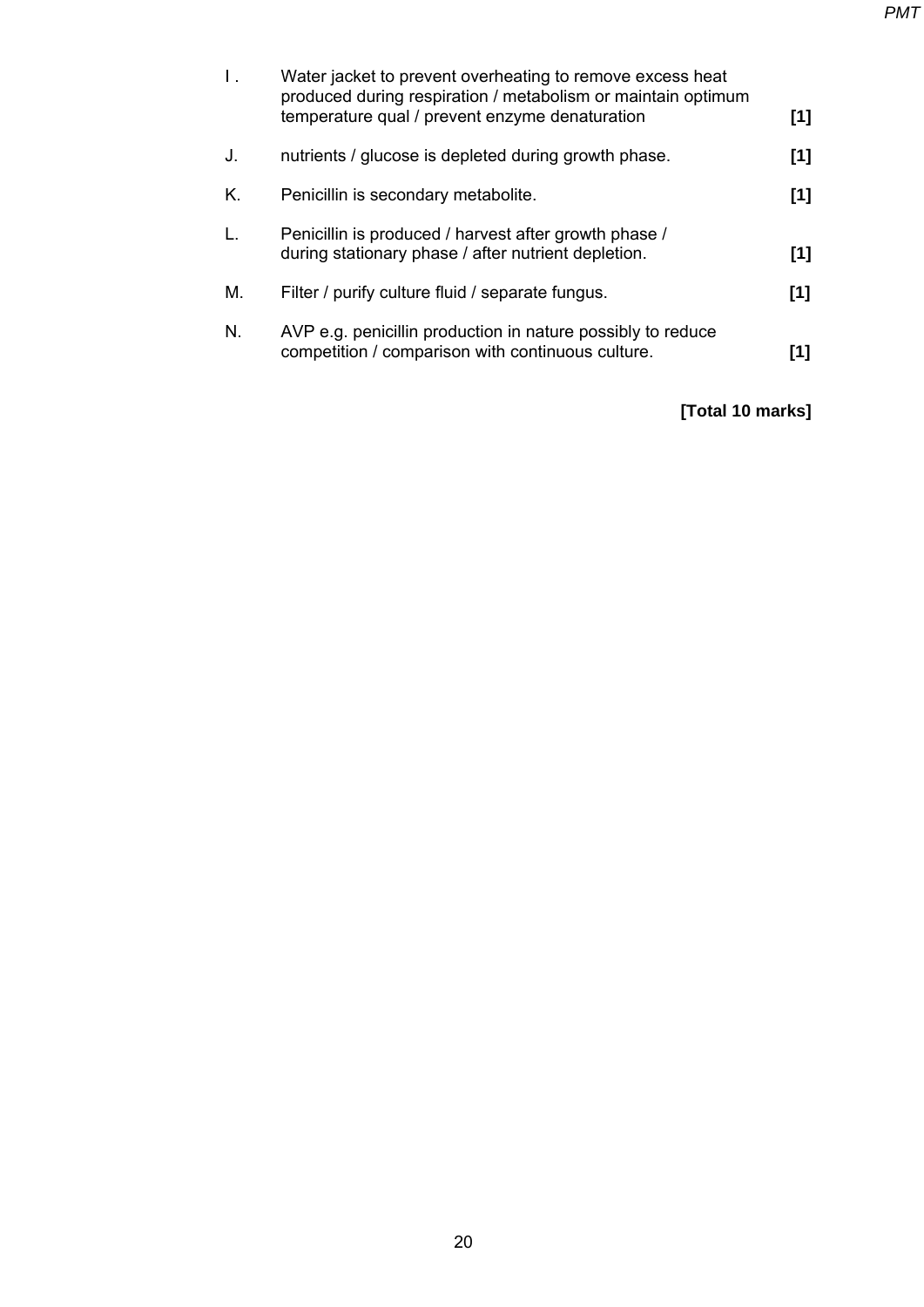I . Water jacket to prevent overheating to remove excess heat produced during respiration / metabolism or maintain optimum temperature qual / prevent enzyme denaturation **[1]**

J. nutrients / glucose is depleted during growth phase. **[1]**

K. Penicillin is secondary metabolite. **[1]**

L. Penicillin is produced / harvest after growth phase / during stationary phase / after nutrient depletion. **[1]**

M. Filter / purify culture fluid / separate fungus. **[1]**

N. AVP e.g. penicillin production in nature possibly to reduce competition / comparison with continuous culture. **[1]**

**[Total 10 marks]**